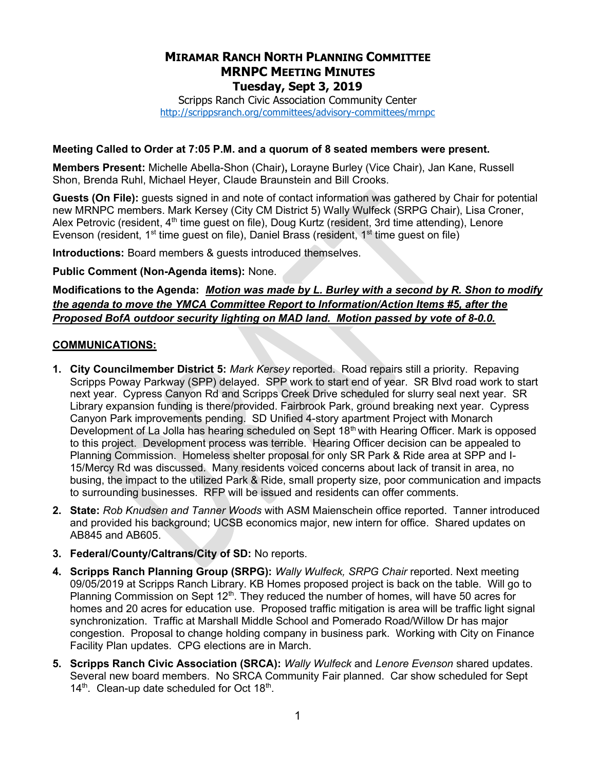# MIRAMAR RANCH NORTH PLANNING COMMITTEE
## MRNPC MEETING MINUTES
## Tuesday, Sept 3, 2019

Scripps Ranch Civic Association Community Center
http://scrippsranch.org/committees/advisory-committees/mrnpc

**Meeting Called to Order at 7:05 P.M. and a quorum of 8 seated members were present.**

**Members Present:** Michelle Abella-Shon (Chair)**,** Lorayne Burley (Vice Chair), Jan Kane, Russell Shon, Brenda Ruhl, Michael Heyer, Claude Braunstein and Bill Crooks.

**Guests (On File):** guests signed in and note of contact information was gathered by Chair for potential new MRNPC members. Mark Kersey (City CM District 5) Wally Wulfeck (SRPG Chair), Lisa Croner, Alex Petrovic (resident, 4th time guest on file), Doug Kurtz (resident, 3rd time attending), Lenore Evenson (resident, 1st time guest on file), Daniel Brass (resident, 1st time guest on file)

**Introductions:** Board members & guests introduced themselves.

**Public Comment (Non-Agenda items):** None.

**Modifications to the Agenda:** ***Motion was made by L. Burley with a second by R. Shon to modify the agenda to move the YMCA Committee Report to Information/Action Items #5, after the Proposed BofA outdoor security lighting on MAD land. Motion passed by vote of 8-0.0.***

**COMMUNICATIONS:**

1. **City Councilmember District 5:** *Mark Kersey* reported. Road repairs still a priority. Repaving Scripps Poway Parkway (SPP) delayed. SPP work to start end of year. SR Blvd road work to start next year. Cypress Canyon Rd and Scripps Creek Drive scheduled for slurry seal next year. SR Library expansion funding is there/provided. Fairbrook Park, ground breaking next year. Cypress Canyon Park improvements pending. SD Unified 4-story apartment Project with Monarch Development of La Jolla has hearing scheduled on Sept 18th with Hearing Officer. Mark is opposed to this project. Development process was terrible. Hearing Officer decision can be appealed to Planning Commission. Homeless shelter proposal for only SR Park & Ride area at SPP and I-15/Mercy Rd was discussed. Many residents voiced concerns about lack of transit in area, no busing, the impact to the utilized Park & Ride, small property size, poor communication and impacts to surrounding businesses. RFP will be issued and residents can offer comments.
2. **State:** *Rob Knudsen and Tanner Woods* with ASM Maienschein office reported. Tanner introduced and provided his background; UCSB economics major, new intern for office. Shared updates on AB845 and AB605.
3. **Federal/County/Caltrans/City of SD:** No reports.
4. **Scripps Ranch Planning Group (SRPG):** *Wally Wulfeck, SRPG Chair* reported. Next meeting 09/05/2019 at Scripps Ranch Library. KB Homes proposed project is back on the table. Will go to Planning Commission on Sept 12th. They reduced the number of homes, will have 50 acres for homes and 20 acres for education use. Proposed traffic mitigation is area will be traffic light signal synchronization. Traffic at Marshall Middle School and Pomerado Road/Willow Dr has major congestion. Proposal to change holding company in business park. Working with City on Finance Facility Plan updates. CPG elections are in March.
5. **Scripps Ranch Civic Association (SRCA):** *Wally Wulfeck* and *Lenore Evenson* shared updates. Several new board members. No SRCA Community Fair planned. Car show scheduled for Sept 14th. Clean-up date scheduled for Oct 18th.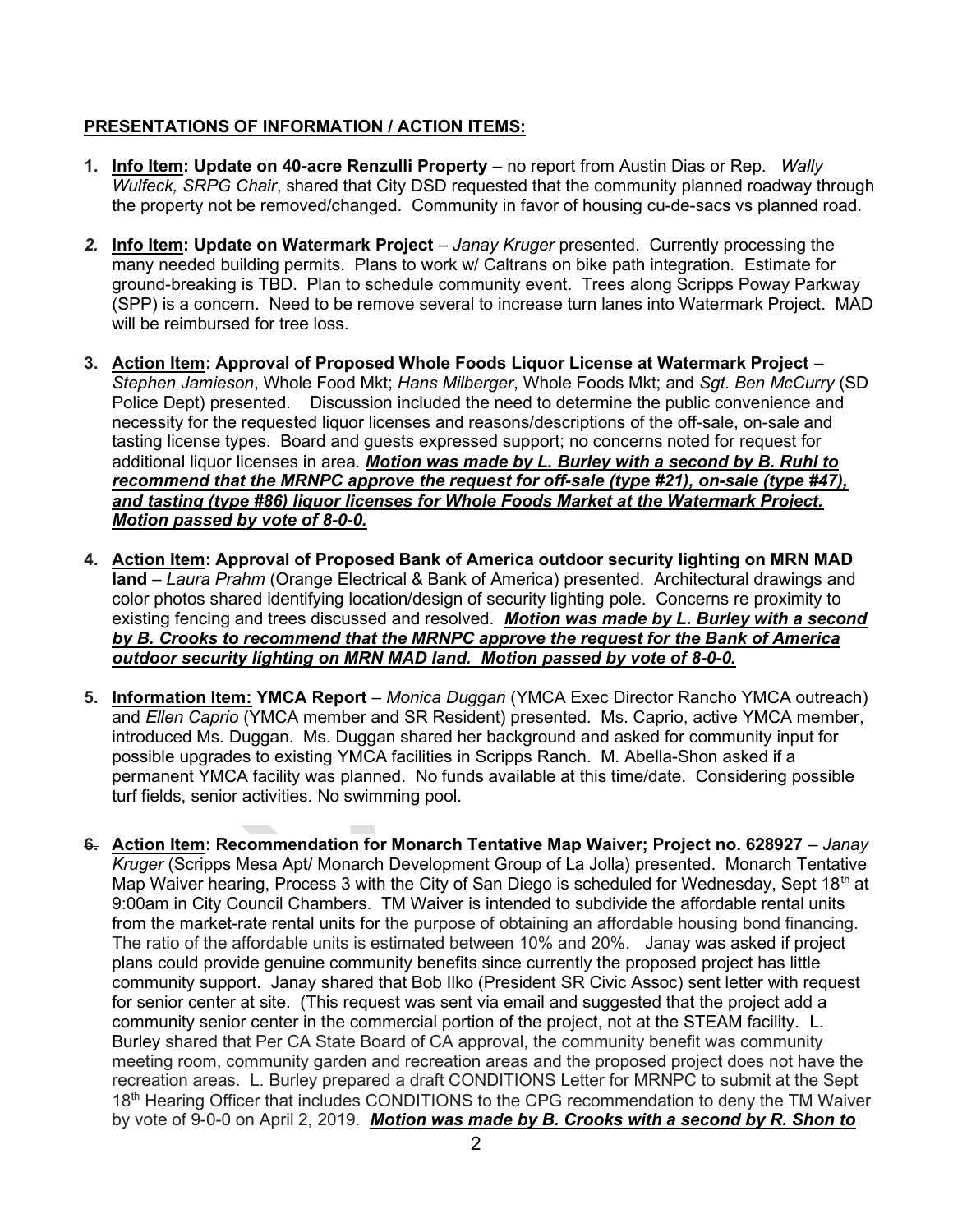## PRESENTATIONS OF INFORMATION / ACTION ITEMS:

1. **Info Item: Update on 40-acre Renzulli Property** – no report from Austin Dias or Rep. *Wally Wulfeck, SRPG Chair*, shared that City DSD requested that the community planned roadway through the property not be removed/changed. Community in favor of housing cu-de-sacs vs planned road.

2. **Info Item: Update on Watermark Project** – *Janay Kruger* presented. Currently processing the many needed building permits. Plans to work w/ Caltrans on bike path integration. Estimate for ground-breaking is TBD. Plan to schedule community event. Trees along Scripps Poway Parkway (SPP) is a concern. Need to be remove several to increase turn lanes into Watermark Project. MAD will be reimbursed for tree loss.

3. **Action Item: Approval of Proposed Whole Foods Liquor License at Watermark Project** – *Stephen Jamieson*, Whole Food Mkt; *Hans Milberger*, Whole Foods Mkt; and *Sgt. Ben McCurry* (SD Police Dept) presented. Discussion included the need to determine the public convenience and necessity for the requested liquor licenses and reasons/descriptions of the off-sale, on-sale and tasting license types. Board and guests expressed support; no concerns noted for request for additional liquor licenses in area. ***Motion was made by L. Burley with a second by B. Ruhl to recommend that the MRNPC approve the request for off-sale (type #21), on-sale (type #47), and tasting (type #86) liquor licenses for Whole Foods Market at the Watermark Project. Motion passed by vote of 8-0-0.***

4. **Action Item: Approval of Proposed Bank of America outdoor security lighting on MRN MAD land** – *Laura Prahm* (Orange Electrical & Bank of America) presented. Architectural drawings and color photos shared identifying location/design of security lighting pole. Concerns re proximity to existing fencing and trees discussed and resolved. ***Motion was made by L. Burley with a second by B. Crooks to recommend that the MRNPC approve the request for the Bank of America outdoor security lighting on MRN MAD land. Motion passed by vote of 8-0-0.***

5. **Information Item: YMCA Report** – *Monica Duggan* (YMCA Exec Director Rancho YMCA outreach) and *Ellen Caprio* (YMCA member and SR Resident) presented. Ms. Caprio, active YMCA member, introduced Ms. Duggan. Ms. Duggan shared her background and asked for community input for possible upgrades to existing YMCA facilities in Scripps Ranch. M. Abella-Shon asked if a permanent YMCA facility was planned. No funds available at this time/date. Considering possible turf fields, senior activities. No swimming pool.

6. **Action Item: Recommendation for Monarch Tentative Map Waiver; Project no. 628927** – *Janay Kruger* (Scripps Mesa Apt/ Monarch Development Group of La Jolla) presented. Monarch Tentative Map Waiver hearing, Process 3 with the City of San Diego is scheduled for Wednesday, Sept 18th at 9:00am in City Council Chambers. TM Waiver is intended to subdivide the affordable rental units from the market-rate rental units for the purpose of obtaining an affordable housing bond financing. The ratio of the affordable units is estimated between 10% and 20%. Janay was asked if project plans could provide genuine community benefits since currently the proposed project has little community support. Janay shared that Bob Ilko (President SR Civic Assoc) sent letter with request for senior center at site. (This request was sent via email and suggested that the project add a community senior center in the commercial portion of the project, not at the STEAM facility. L. Burley shared that Per CA State Board of CA approval, the community benefit was community meeting room, community garden and recreation areas and the proposed project does not have the recreation areas. L. Burley prepared a draft CONDITIONS Letter for MRNPC to submit at the Sept 18th Hearing Officer that includes CONDITIONS to the CPG recommendation to deny the TM Waiver by vote of 9-0-0 on April 2, 2019. ***Motion was made by B. Crooks with a second by R. Shon to***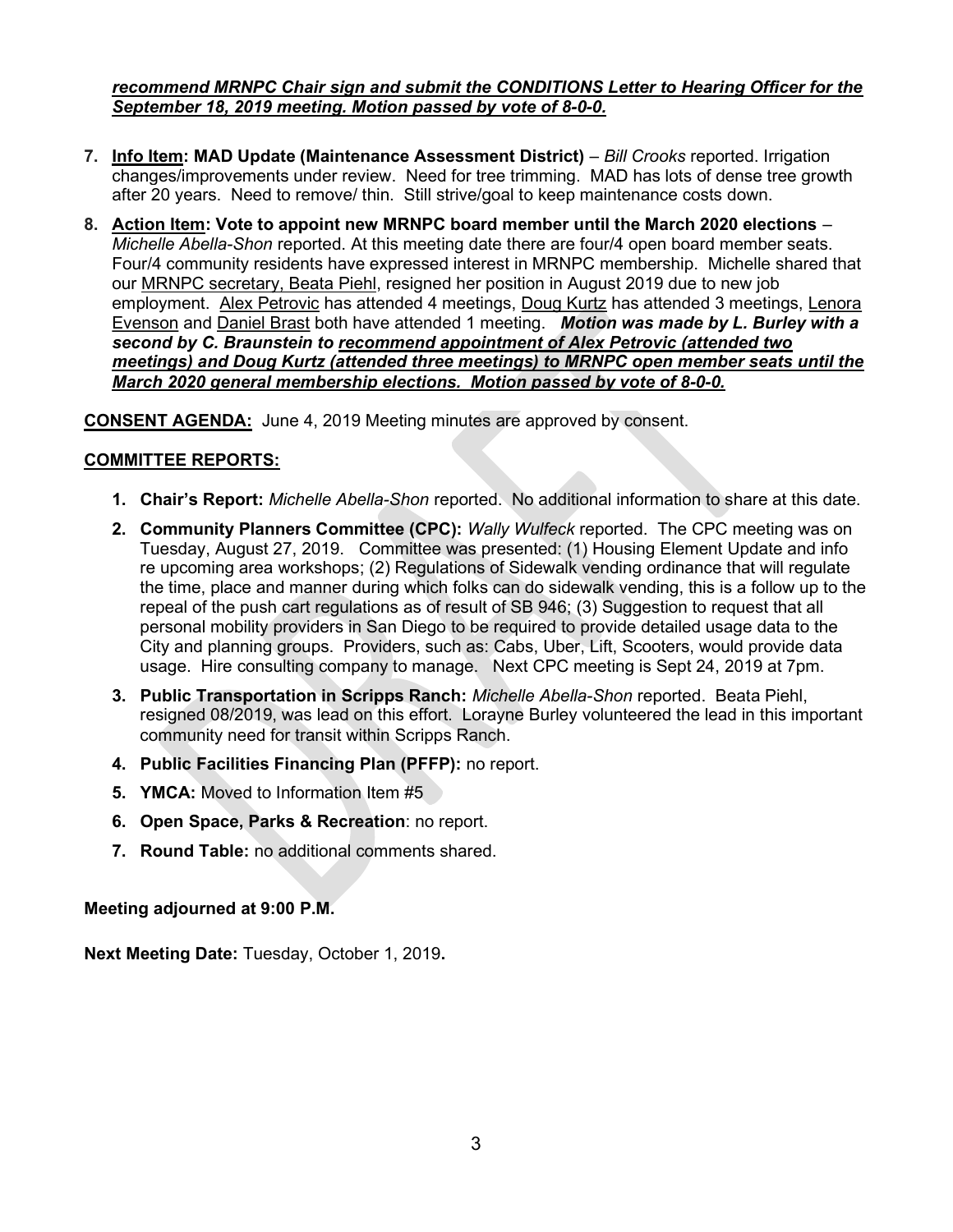***recommend MRNPC Chair sign and submit the CONDITIONS Letter to Hearing Officer for the September 18, 2019 meeting. Motion passed by vote of 8-0-0.***

7. **Info Item: MAD Update (Maintenance Assessment District)** – *Bill Crooks* reported. Irrigation changes/improvements under review. Need for tree trimming. MAD has lots of dense tree growth after 20 years. Need to remove/ thin. Still strive/goal to keep maintenance costs down.
8. **Action Item: Vote to appoint new MRNPC board member until the March 2020 elections** – *Michelle Abella-Shon* reported. At this meeting date there are four/4 open board member seats. Four/4 community residents have expressed interest in MRNPC membership. Michelle shared that our MRNPC secretary, Beata Piehl, resigned her position in August 2019 due to new job employment. Alex Petrovic has attended 4 meetings, Doug Kurtz has attended 3 meetings, Lenora Evenson and Daniel Brast both have attended 1 meeting. ***Motion was made by L. Burley with a second by C. Braunstein to recommend appointment of Alex Petrovic (attended two meetings) and Doug Kurtz (attended three meetings) to MRNPC open member seats until the March 2020 general membership elections. Motion passed by vote of 8-0-0.***

**CONSENT AGENDA:** June 4, 2019 Meeting minutes are approved by consent.

**COMMITTEE REPORTS:**

1. **Chair's Report:** *Michelle Abella-Shon* reported. No additional information to share at this date.
2. **Community Planners Committee (CPC):** *Wally Wulfeck* reported. The CPC meeting was on Tuesday, August 27, 2019. Committee was presented: (1) Housing Element Update and info re upcoming area workshops; (2) Regulations of Sidewalk vending ordinance that will regulate the time, place and manner during which folks can do sidewalk vending, this is a follow up to the repeal of the push cart regulations as of result of SB 946; (3) Suggestion to request that all personal mobility providers in San Diego to be required to provide detailed usage data to the City and planning groups. Providers, such as: Cabs, Uber, Lift, Scooters, would provide data usage. Hire consulting company to manage. Next CPC meeting is Sept 24, 2019 at 7pm.
3. **Public Transportation in Scripps Ranch:** *Michelle Abella-Shon* reported. Beata Piehl, resigned 08/2019, was lead on this effort. Lorayne Burley volunteered the lead in this important community need for transit within Scripps Ranch.
4. **Public Facilities Financing Plan (PFFP):** no report.
5. **YMCA:** Moved to Information Item #5
6. **Open Space, Parks & Recreation**: no report.
7. **Round Table:** no additional comments shared.

**Meeting adjourned at 9:00 P.M.**

**Next Meeting Date:** Tuesday, October 1, 2019**.**